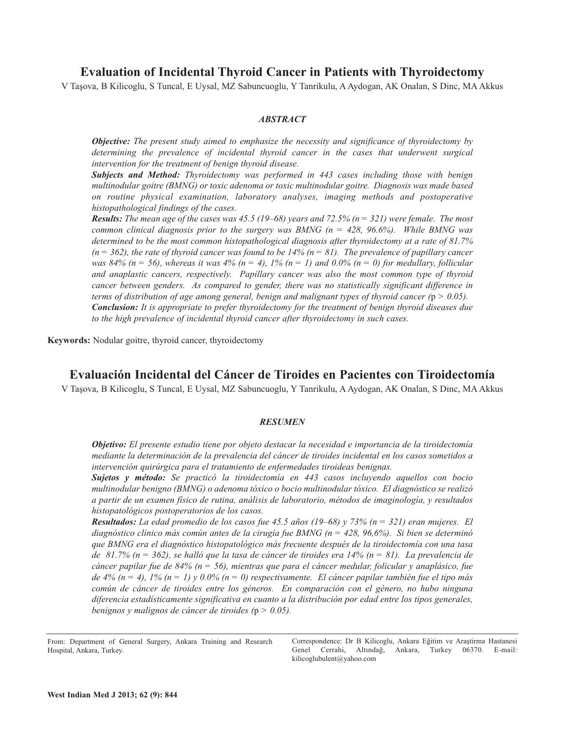# Evaluation of Incidental Thyroid Cancer in Patients with Thyroidectomy

V Taşova, B Kilicoglu, S Tuncal, E Uysal, MZ Sabuncuoglu, Y Tanrikulu, A Aydogan, AK Onalan, S Dinc, MA Akkus

### *ABSTRACT*

***Objective:*** *The present study aimed to emphasize the necessity and significance of thyroidectomy by determining the prevalence of incidental thyroid cancer in the cases that underwent surgical intervention for the treatment of benign thyroid disease.*

***Subjects and Method:*** *Thyroidectomy was performed in 443 cases including those with benign multinodular goitre (BMNG) or toxic adenoma or toxic multinodular goitre. Diagnosis was made based on routine physical examination, laboratory analyses, imaging methods and postoperative histopathological findings of the cases.*

***Results:*** *The mean age of the cases was 45.5 (19–68) years and 72.5% (n = 321) were female. The most common clinical diagnosis prior to the surgery was BMNG (n = 428, 96.6%). While BMNG was determined to be the most common histopathological diagnosis after thyroidectomy at a rate of 81.7% (n = 362), the rate of thyroid cancer was found to be 14% (n = 81). The prevalence of papillary cancer was 84% (n = 56), whereas it was 4% (n = 4), 1% (n = 1) and 0.0% (n = 0) for medullary, follicular and anaplastic cancers, respectively. Papillary cancer was also the most common type of thyroid cancer between genders. As compared to gender, there was no statistically significant difference in terms of distribution of age among general, benign and malignant types of thyroid cancer (p > 0.05).*

***Conclusion:*** *It is appropriate to prefer thyroidectomy for the treatment of benign thyroid diseases due to the high prevalence of incidental thyroid cancer after thyroidectomy in such cases.*

**Keywords:** Nodular goitre, thyroid cancer, thyroidectomy

# Evaluación Incidental del Cáncer de Tiroides en Pacientes con Tiroidectomía

V Taşova, B Kilicoglu, S Tuncal, E Uysal, MZ Sabuncuoglu, Y Tanrikulu, A Aydogan, AK Onalan, S Dinc, MA Akkus

### *RESUMEN*

***Objetivo:*** *El presente estudio tiene por objeto destacar la necesidad e importancia de la tiroidectomía mediante la determinación de la prevalencia del cáncer de tiroides incidental en los casos sometidos a intervención quirúrgica para el tratamiento de enfermedades tiroideas benignas.*

***Sujetos y método:*** *Se practicó la tiroidectomía en 443 casos incluyendo aquellos con bocio multinodular benigno (BMNG) o adenoma tóxico o bocio multinodular tóxico. El diagnóstico se realizó a partir de un examen físico de rutina, análisis de laboratorio, métodos de imaginología, y resultados histopatológicos postoperatorios de los casos.*

***Resultados:*** *La edad promedio de los casos fue 45.5 años (19–68) y 73% (n = 321) eran mujeres. El diagnóstico clínico más común antes de la cirugía fue BMNG (n = 428, 96,6%). Si bien se determinó que BMNG era el diagnóstico histopatológico más frecuente después de la tiroidectomía con una tasa de 81.7% (n = 362), se halló que la tasa de cáncer de tiroides era 14% (n = 81). La prevalencia de cáncer papilar fue de 84% (n = 56), mientras que para el cáncer medular, folicular y anaplásico, fue de 4% (n = 4), 1% (n = 1) y 0.0% (n = 0) respectivamente. El cáncer papilar también fue el tipo más común de cáncer de tiroides entre los géneros. En comparación con el género, no hubo ninguna diferencia estadísticamente significativa en cuanto a la distribución por edad entre los tipos generales, benignos y malignos de cáncer de tiroides (p > 0.05).*

---

From: Department of General Surgery, Ankara Training and Research Hospital, Ankara, Turkey.

Correspondence: Dr B Kilicoglu, Ankara Eğitim ve Araştirma Hastanesi Genel Cerrahi, Altındağ, Ankara, Turkey 06370. E-mail: kilicoglubulent@yahoo.com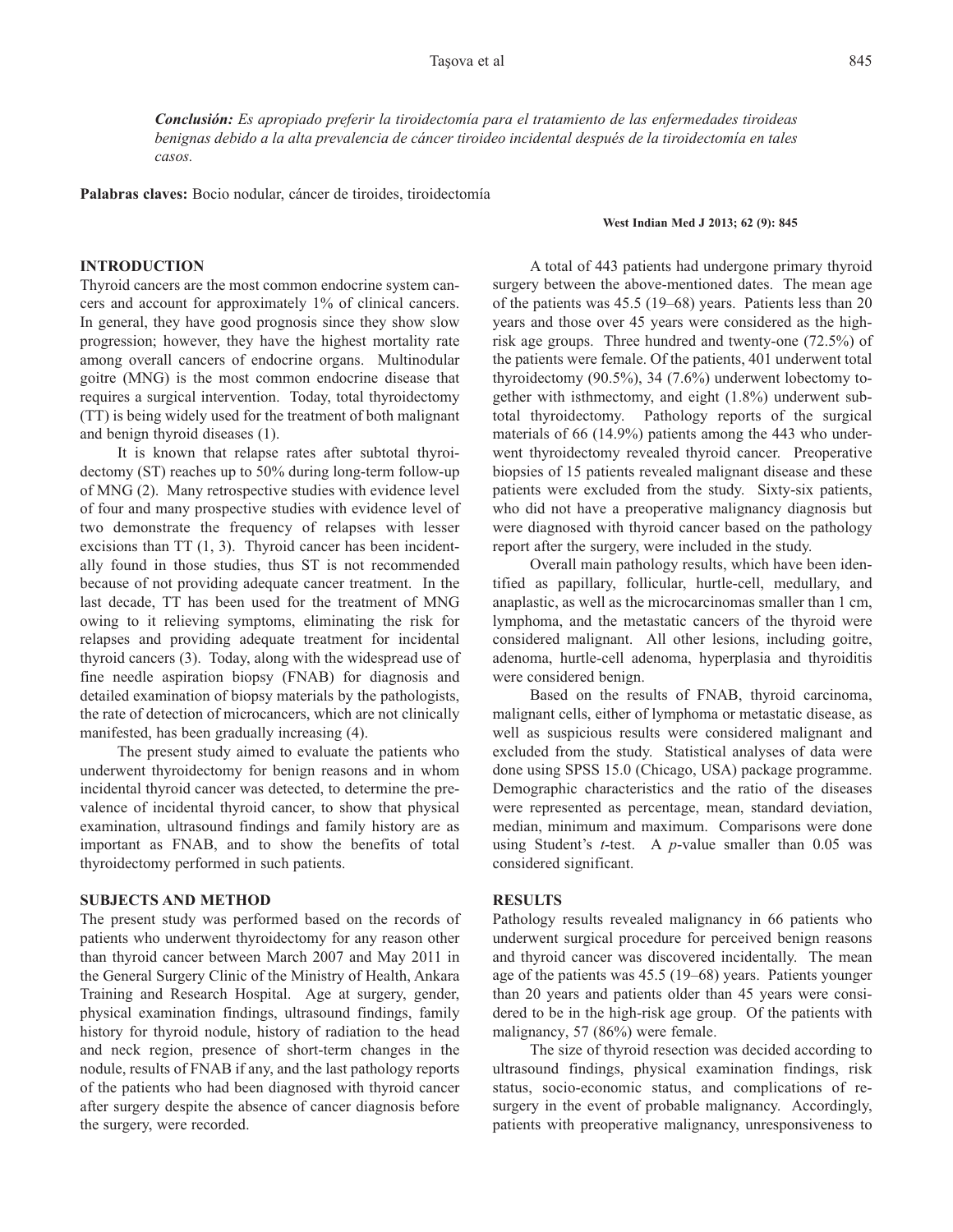*Conclusión: Es apropiado preferir la tiroidectomía para el tratamiento de las enfermedades tiroideas benignas debido a la alta prevalencia de cáncer tiroideo incidental después de la tiroidectomía en tales casos.*

**Palabras claves:** Bocio nodular, cáncer de tiroides, tiroidectomía

## INTRODUCTION

Thyroid cancers are the most common endocrine system cancers and account for approximately 1% of clinical cancers. In general, they have good prognosis since they show slow progression; however, they have the highest mortality rate among overall cancers of endocrine organs. Multinodular goitre (MNG) is the most common endocrine disease that requires a surgical intervention. Today, total thyroidectomy (TT) is being widely used for the treatment of both malignant and benign thyroid diseases (1).

It is known that relapse rates after subtotal thyroidectomy (ST) reaches up to 50% during long-term follow-up of MNG (2). Many retrospective studies with evidence level of four and many prospective studies with evidence level of two demonstrate the frequency of relapses with lesser excisions than TT (1, 3). Thyroid cancer has been incidentally found in those studies, thus ST is not recommended because of not providing adequate cancer treatment. In the last decade, TT has been used for the treatment of MNG owing to it relieving symptoms, eliminating the risk for relapses and providing adequate treatment for incidental thyroid cancers (3). Today, along with the widespread use of fine needle aspiration biopsy (FNAB) for diagnosis and detailed examination of biopsy materials by the pathologists, the rate of detection of microcancers, which are not clinically manifested, has been gradually increasing (4).

The present study aimed to evaluate the patients who underwent thyroidectomy for benign reasons and in whom incidental thyroid cancer was detected, to determine the prevalence of incidental thyroid cancer, to show that physical examination, ultrasound findings and family history are as important as FNAB, and to show the benefits of total thyroidectomy performed in such patients.

## SUBJECTS AND METHOD

The present study was performed based on the records of patients who underwent thyroidectomy for any reason other than thyroid cancer between March 2007 and May 2011 in the General Surgery Clinic of the Ministry of Health, Ankara Training and Research Hospital. Age at surgery, gender, physical examination findings, ultrasound findings, family history for thyroid nodule, history of radiation to the head and neck region, presence of short-term changes in the nodule, results of FNAB if any, and the last pathology reports of the patients who had been diagnosed with thyroid cancer after surgery despite the absence of cancer diagnosis before the surgery, were recorded.

A total of 443 patients had undergone primary thyroid surgery between the above-mentioned dates. The mean age of the patients was 45.5 (19–68) years. Patients less than 20 years and those over 45 years were considered as the high-risk age groups. Three hundred and twenty-one (72.5%) of the patients were female. Of the patients, 401 underwent total thyroidectomy (90.5%), 34 (7.6%) underwent lobectomy together with isthmectomy, and eight (1.8%) underwent subtotal thyroidectomy. Pathology reports of the surgical materials of 66 (14.9%) patients among the 443 who underwent thyroidectomy revealed thyroid cancer. Preoperative biopsies of 15 patients revealed malignant disease and these patients were excluded from the study. Sixty-six patients, who did not have a preoperative malignancy diagnosis but were diagnosed with thyroid cancer based on the pathology report after the surgery, were included in the study.

Overall main pathology results, which have been identified as papillary, follicular, hurtle-cell, medullary, and anaplastic, as well as the microcarcinomas smaller than 1 cm, lymphoma, and the metastatic cancers of the thyroid were considered malignant. All other lesions, including goitre, adenoma, hurtle-cell adenoma, hyperplasia and thyroiditis were considered benign.

Based on the results of FNAB, thyroid carcinoma, malignant cells, either of lymphoma or metastatic disease, as well as suspicious results were considered malignant and excluded from the study. Statistical analyses of data were done using SPSS 15.0 (Chicago, USA) package programme. Demographic characteristics and the ratio of the diseases were represented as percentage, mean, standard deviation, median, minimum and maximum. Comparisons were done using Student's *t*-test. A *p*-value smaller than 0.05 was considered significant.

## RESULTS

Pathology results revealed malignancy in 66 patients who underwent surgical procedure for perceived benign reasons and thyroid cancer was discovered incidentally. The mean age of the patients was 45.5 (19–68) years. Patients younger than 20 years and patients older than 45 years were considered to be in the high-risk age group. Of the patients with malignancy, 57 (86%) were female.

The size of thyroid resection was decided according to ultrasound findings, physical examination findings, risk status, socio-economic status, and complications of re-surgery in the event of probable malignancy. Accordingly, patients with preoperative malignancy, unresponsiveness to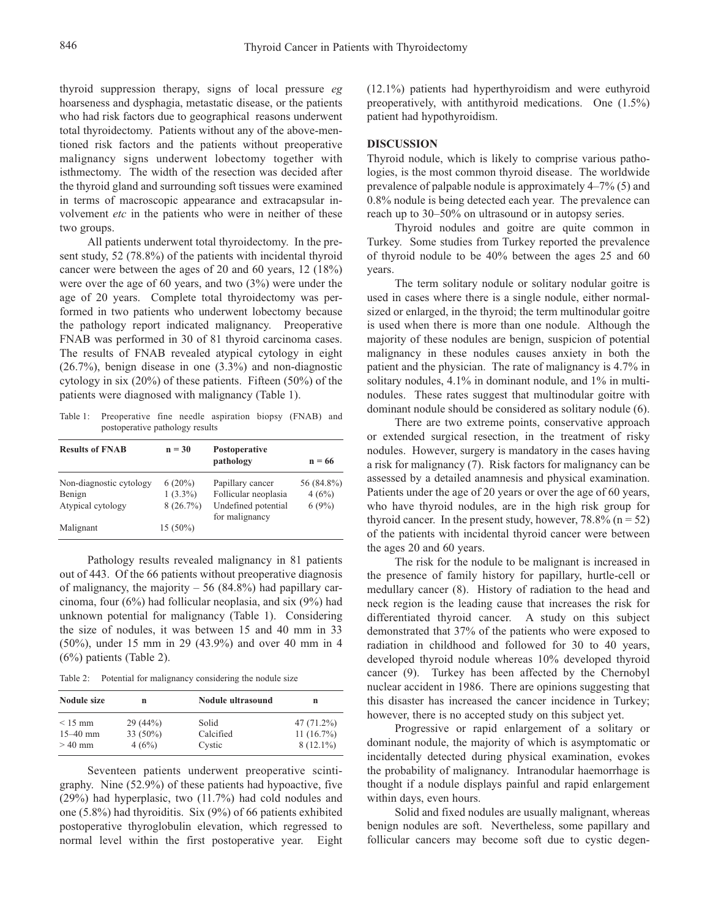thyroid suppression therapy, signs of local pressure *eg* hoarseness and dysphagia, metastatic disease, or the patients who had risk factors due to geographical reasons underwent total thyroidectomy. Patients without any of the above-mentioned risk factors and the patients without preoperative malignancy signs underwent lobectomy together with isthmectomy. The width of the resection was decided after the thyroid gland and surrounding soft tissues were examined in terms of macroscopic appearance and extracapsular involvement *etc* in the patients who were in neither of these two groups.

All patients underwent total thyroidectomy. In the present study, 52 (78.8%) of the patients with incidental thyroid cancer were between the ages of 20 and 60 years, 12 (18%) were over the age of 60 years, and two (3%) were under the age of 20 years. Complete total thyroidectomy was performed in two patients who underwent lobectomy because the pathology report indicated malignancy. Preoperative FNAB was performed in 30 of 81 thyroid carcinoma cases. The results of FNAB revealed atypical cytology in eight (26.7%), benign disease in one (3.3%) and non-diagnostic cytology in six (20%) of these patients. Fifteen (50%) of the patients were diagnosed with malignancy (Table 1).

Table 1: Preoperative fine needle aspiration biopsy (FNAB) and postoperative pathology results

| Results of FNAB | n = 30 | Postoperative pathology | n = 66 |
|---|---|---|---|
| Non-diagnostic cytology | 6 (20%) | Papillary cancer | 56 (84.8%) |
| Benign | 1 (3.3%) | Follicular neoplasia | 4 (6%) |
| Atypical cytology | 8 (26.7%) | Undefined potential for malignancy | 6 (9%) |
| Malignant | 15 (50%) | | |

Pathology results revealed malignancy in 81 patients out of 443. Of the 66 patients without preoperative diagnosis of malignancy, the majority – 56 (84.8%) had papillary carcinoma, four (6%) had follicular neoplasia, and six (9%) had unknown potential for malignancy (Table 1). Considering the size of nodules, it was between 15 and 40 mm in 33 (50%), under 15 mm in 29 (43.9%) and over 40 mm in 4 (6%) patients (Table 2).

Table 2: Potential for malignancy considering the nodule size

| Nodule size | n | Nodule ultrasound | n |
|---|---|---|---|
| < 15 mm | 29 (44%) | Solid | 47 (71.2%) |
| 15–40 mm | 33 (50%) | Calcified | 11 (16.7%) |
| > 40 mm | 4 (6%) | Cystic | 8 (12.1%) |

Seventeen patients underwent preoperative scintigraphy. Nine (52.9%) of these patients had hypoactive, five (29%) had hyperplasic, two (11.7%) had cold nodules and one (5.8%) had thyroiditis. Six (9%) of 66 patients exhibited postoperative thyroglobulin elevation, which regressed to normal level within the first postoperative year. Eight (12.1%) patients had hyperthyroidism and were euthyroid preoperatively, with antithyroid medications. One (1.5%) patient had hypothyroidism.

## DISCUSSION

Thyroid nodule, which is likely to comprise various pathologies, is the most common thyroid disease. The worldwide prevalence of palpable nodule is approximately 4–7% (5) and 0.8% nodule is being detected each year. The prevalence can reach up to 30–50% on ultrasound or in autopsy series.

Thyroid nodules and goitre are quite common in Turkey. Some studies from Turkey reported the prevalence of thyroid nodule to be 40% between the ages 25 and 60 years.

The term solitary nodule or solitary nodular goitre is used in cases where there is a single nodule, either normal-sized or enlarged, in the thyroid; the term multinodular goitre is used when there is more than one nodule. Although the majority of these nodules are benign, suspicion of potential malignancy in these nodules causes anxiety in both the patient and the physician. The rate of malignancy is 4.7% in solitary nodules, 4.1% in dominant nodule, and 1% in multinodules. These rates suggest that multinodular goitre with dominant nodule should be considered as solitary nodule (6).

There are two extreme points, conservative approach or extended surgical resection, in the treatment of risky nodules. However, surgery is mandatory in the cases having a risk for malignancy (7). Risk factors for malignancy can be assessed by a detailed anamnesis and physical examination. Patients under the age of 20 years or over the age of 60 years, who have thyroid nodules, are in the high risk group for thyroid cancer. In the present study, however, 78.8% (n = 52) of the patients with incidental thyroid cancer were between the ages 20 and 60 years.

The risk for the nodule to be malignant is increased in the presence of family history for papillary, hurtle-cell or medullary cancer (8). History of radiation to the head and neck region is the leading cause that increases the risk for differentiated thyroid cancer. A study on this subject demonstrated that 37% of the patients who were exposed to radiation in childhood and followed for 30 to 40 years, developed thyroid nodule whereas 10% developed thyroid cancer (9). Turkey has been affected by the Chernobyl nuclear accident in 1986. There are opinions suggesting that this disaster has increased the cancer incidence in Turkey; however, there is no accepted study on this subject yet.

Progressive or rapid enlargement of a solitary or dominant nodule, the majority of which is asymptomatic or incidentally detected during physical examination, evokes the probability of malignancy. Intranodular haemorrhage is thought if a nodule displays painful and rapid enlargement within days, even hours.

Solid and fixed nodules are usually malignant, whereas benign nodules are soft. Nevertheless, some papillary and follicular cancers may become soft due to cystic degen-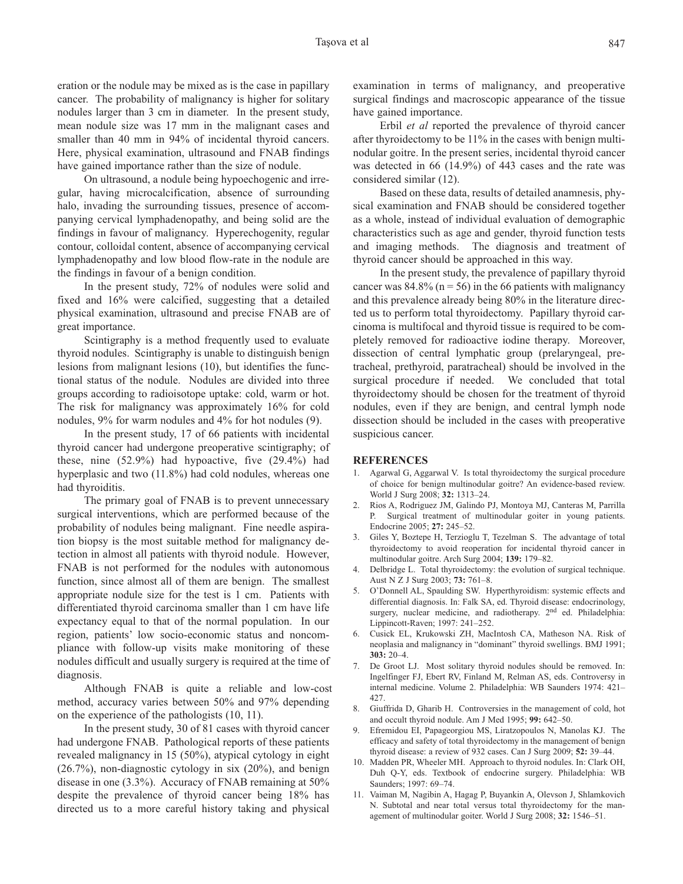eration or the nodule may be mixed as is the case in papillary cancer. The probability of malignancy is higher for solitary nodules larger than 3 cm in diameter. In the present study, mean nodule size was 17 mm in the malignant cases and smaller than 40 mm in 94% of incidental thyroid cancers. Here, physical examination, ultrasound and FNAB findings have gained importance rather than the size of nodule.

On ultrasound, a nodule being hypoechogenic and irregular, having microcalcification, absence of surrounding halo, invading the surrounding tissues, presence of accompanying cervical lymphadenopathy, and being solid are the findings in favour of malignancy. Hyperechogenity, regular contour, colloidal content, absence of accompanying cervical lymphadenopathy and low blood flow-rate in the nodule are the findings in favour of a benign condition.

In the present study, 72% of nodules were solid and fixed and 16% were calcified, suggesting that a detailed physical examination, ultrasound and precise FNAB are of great importance.

Scintigraphy is a method frequently used to evaluate thyroid nodules. Scintigraphy is unable to distinguish benign lesions from malignant lesions (10), but identifies the functional status of the nodule. Nodules are divided into three groups according to radioisotope uptake: cold, warm or hot. The risk for malignancy was approximately 16% for cold nodules, 9% for warm nodules and 4% for hot nodules (9).

In the present study, 17 of 66 patients with incidental thyroid cancer had undergone preoperative scintigraphy; of these, nine (52.9%) had hypoactive, five (29.4%) had hyperplasic and two (11.8%) had cold nodules, whereas one had thyroiditis.

The primary goal of FNAB is to prevent unnecessary surgical interventions, which are performed because of the probability of nodules being malignant. Fine needle aspiration biopsy is the most suitable method for malignancy detection in almost all patients with thyroid nodule. However, FNAB is not performed for the nodules with autonomous function, since almost all of them are benign. The smallest appropriate nodule size for the test is 1 cm. Patients with differentiated thyroid carcinoma smaller than 1 cm have life expectancy equal to that of the normal population. In our region, patients' low socio-economic status and noncompliance with follow-up visits make monitoring of these nodules difficult and usually surgery is required at the time of diagnosis.

Although FNAB is quite a reliable and low-cost method, accuracy varies between 50% and 97% depending on the experience of the pathologists (10, 11).

In the present study, 30 of 81 cases with thyroid cancer had undergone FNAB. Pathological reports of these patients revealed malignancy in 15 (50%), atypical cytology in eight (26.7%), non-diagnostic cytology in six (20%), and benign disease in one (3.3%). Accuracy of FNAB remaining at 50% despite the prevalence of thyroid cancer being 18% has directed us to a more careful history taking and physical examination in terms of malignancy, and preoperative surgical findings and macroscopic appearance of the tissue have gained importance.

Erbil *et al* reported the prevalence of thyroid cancer after thyroidectomy to be 11% in the cases with benign multinodular goitre. In the present series, incidental thyroid cancer was detected in 66 (14.9%) of 443 cases and the rate was considered similar (12).

Based on these data, results of detailed anamnesis, physical examination and FNAB should be considered together as a whole, instead of individual evaluation of demographic characteristics such as age and gender, thyroid function tests and imaging methods. The diagnosis and treatment of thyroid cancer should be approached in this way.

In the present study, the prevalence of papillary thyroid cancer was 84.8% (n = 56) in the 66 patients with malignancy and this prevalence already being 80% in the literature directed us to perform total thyroidectomy. Papillary thyroid carcinoma is multifocal and thyroid tissue is required to be completely removed for radioactive iodine therapy. Moreover, dissection of central lymphatic group (prelaryngeal, pretracheal, prethyroid, paratracheal) should be involved in the surgical procedure if needed. We concluded that total thyroidectomy should be chosen for the treatment of thyroid nodules, even if they are benign, and central lymph node dissection should be included in the cases with preoperative suspicious cancer.

## REFERENCES

1. Agarwal G, Aggarwal V. Is total thyroidectomy the surgical procedure of choice for benign multinodular goitre? An evidence-based review. World J Surg 2008; **32:** 1313–24.
2. Rios A, Rodriguez JM, Galindo PJ, Montoya MJ, Canteras M, Parrilla P. Surgical treatment of multinodular goiter in young patients. Endocrine 2005; **27:** 245–52.
3. Giles Y, Boztepe H, Terzioglu T, Tezelman S. The advantage of total thyroidectomy to avoid reoperation for incidental thyroid cancer in multinodular goitre. Arch Surg 2004; **139:** 179–82.
4. Delbridge L. Total thyroidectomy: the evolution of surgical technique. Aust N Z J Surg 2003; **73:** 761–8.
5. O'Donnell AL, Spaulding SW. Hyperthyroidism: systemic effects and differential diagnosis. In: Falk SA, ed. Thyroid disease: endocrinology, surgery, nuclear medicine, and radiotherapy. 2nd ed. Philadelphia: Lippincott-Raven; 1997: 241–252.
6. Cusick EL, Krukowski ZH, MacIntosh CA, Matheson NA. Risk of neoplasia and malignancy in "dominant" thyroid swellings. BMJ 1991; **303:** 20–4.
7. De Groot LJ. Most solitary thyroid nodules should be removed. In: Ingelfinger FJ, Ebert RV, Finland M, Relman AS, eds. Controversy in internal medicine. Volume 2. Philadelphia: WB Saunders 1974: 421–427.
8. Giuffrida D, Gharib H. Controversies in the management of cold, hot and occult thyroid nodule. Am J Med 1995; **99:** 642–50.
9. Efremidou EI, Papageorgiou MS, Liratzopoulos N, Manolas KJ. The efficacy and safety of total thyroidectomy in the management of benign thyroid disease: a review of 932 cases. Can J Surg 2009; **52:** 39–44.
10. Madden PR, Wheeler MH. Approach to thyroid nodules. In: Clark OH, Duh Q-Y, eds. Textbook of endocrine surgery. Philadelphia: WB Saunders; 1997: 69–74.
11. Vaiman M, Nagibin A, Hagag P, Buyankin A, Olevson J, Shlamkovich N. Subtotal and near total versus total thyroidectomy for the management of multinodular goiter. World J Surg 2008; **32:** 1546–51.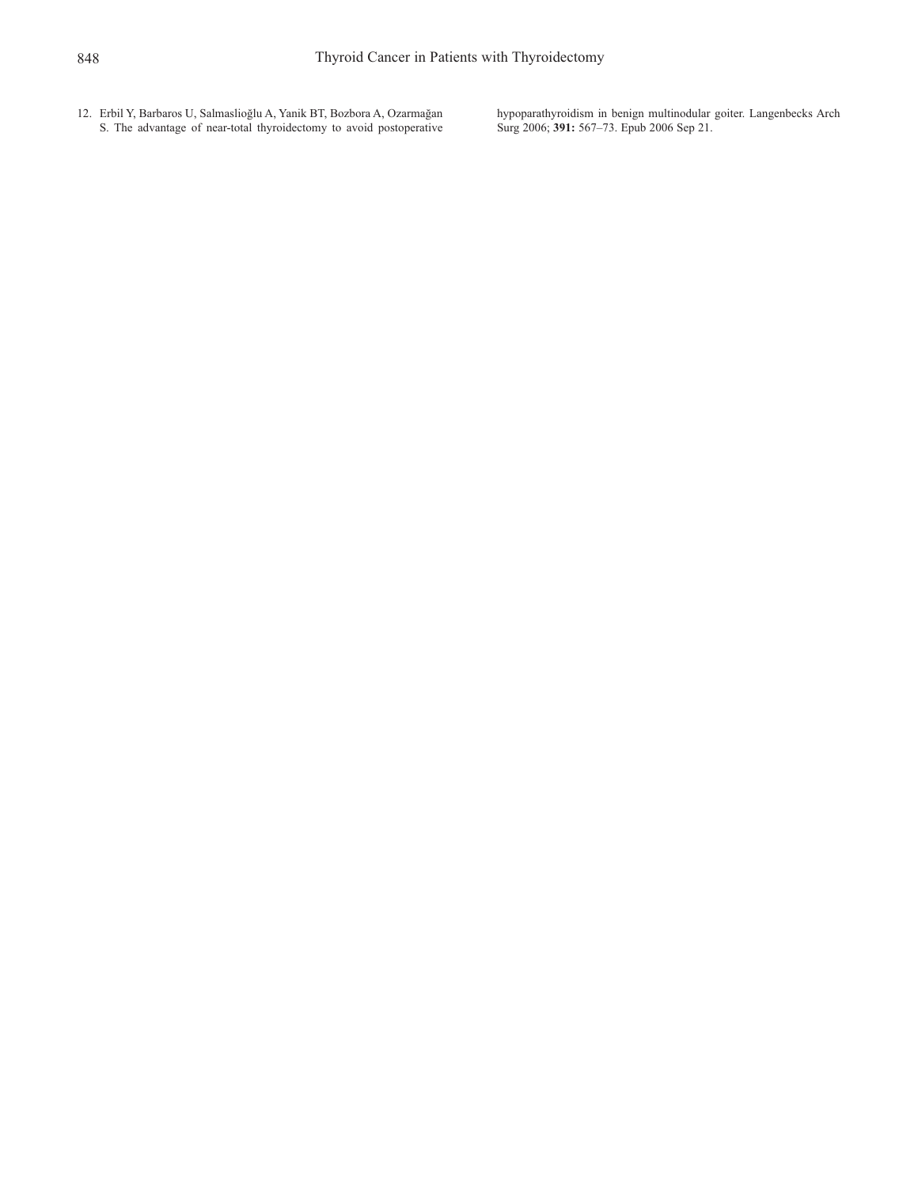12. Erbil Y, Barbaros U, Salmaslioğlu A, Yanik BT, Bozbora A, Ozarmağan S. The advantage of near-total thyroidectomy to avoid postoperative hypoparathyroidism in benign multinodular goiter. Langenbecks Arch Surg 2006; **391:** 567–73. Epub 2006 Sep 21.